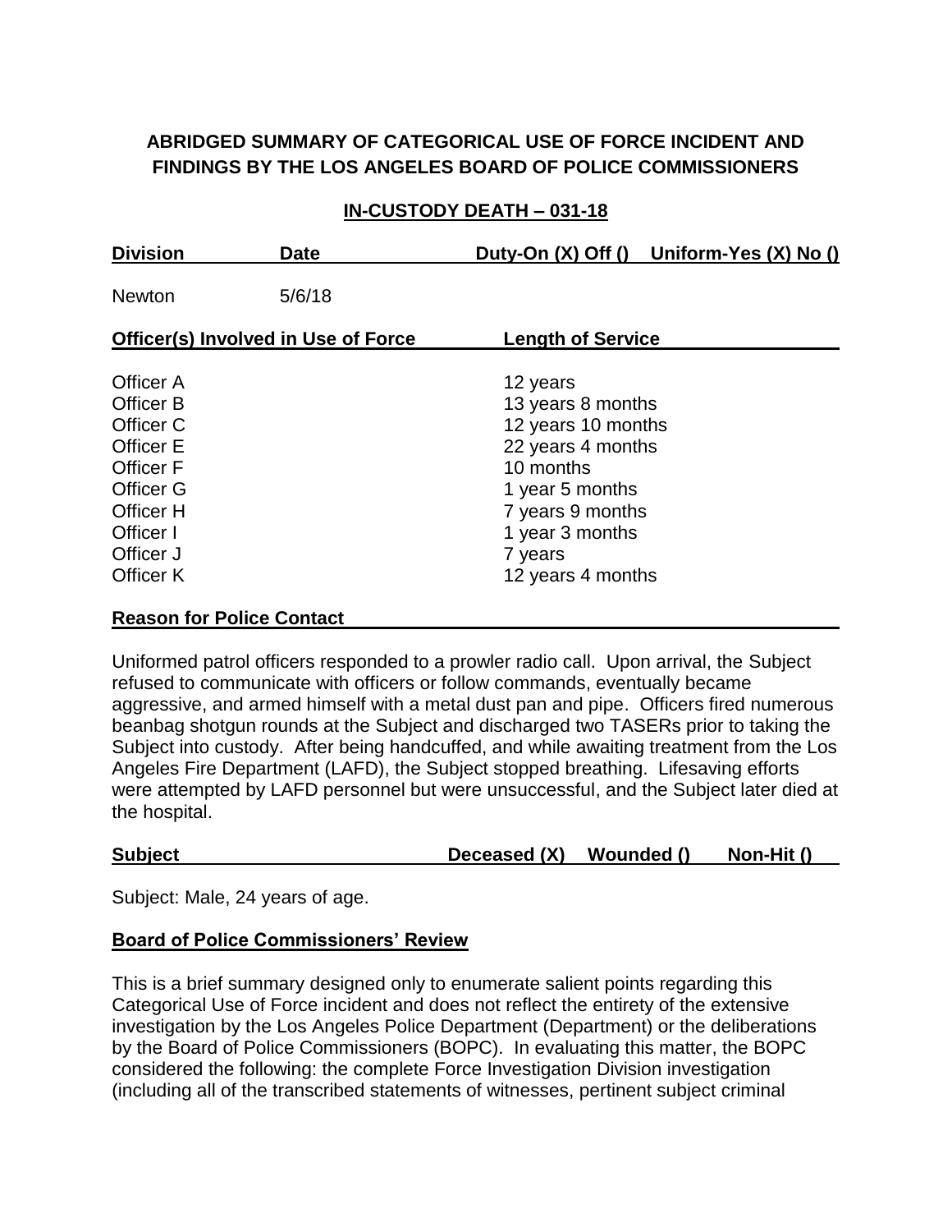# ABRIDGED SUMMARY OF CATEGORICAL USE OF FORCE INCIDENT AND FINDINGS BY THE LOS ANGELES BOARD OF POLICE COMMISSIONERS

## IN-CUSTODY DEATH – 031-18

| Division | Date | Duty-On (X) Off () | Uniform-Yes (X) No () |
|---|---|---|---|
| Newton | 5/6/18 | | |

| Officer(s) Involved in Use of Force | Length of Service |
|---|---|
| Officer A | 12 years |
| Officer B | 13 years 8 months |
| Officer C | 12 years 10 months |
| Officer E | 22 years 4 months |
| Officer F | 10 months |
| Officer G | 1 year 5 months |
| Officer H | 7 years 9 months |
| Officer I | 1 year 3 months |
| Officer J | 7 years |
| Officer K | 12 years 4 months |

**Reason for Police Contact**

Uniformed patrol officers responded to a prowler radio call. Upon arrival, the Subject refused to communicate with officers or follow commands, eventually became aggressive, and armed himself with a metal dust pan and pipe. Officers fired numerous beanbag shotgun rounds at the Subject and discharged two TASERs prior to taking the Subject into custody. After being handcuffed, and while awaiting treatment from the Los Angeles Fire Department (LAFD), the Subject stopped breathing. Lifesaving efforts were attempted by LAFD personnel but were unsuccessful, and the Subject later died at the hospital.

| Subject | Deceased (X) | Wounded () | Non-Hit () |
|---|---|---|---|

Subject: Male, 24 years of age.

**Board of Police Commissioners' Review**

This is a brief summary designed only to enumerate salient points regarding this Categorical Use of Force incident and does not reflect the entirety of the extensive investigation by the Los Angeles Police Department (Department) or the deliberations by the Board of Police Commissioners (BOPC). In evaluating this matter, the BOPC considered the following: the complete Force Investigation Division investigation (including all of the transcribed statements of witnesses, pertinent subject criminal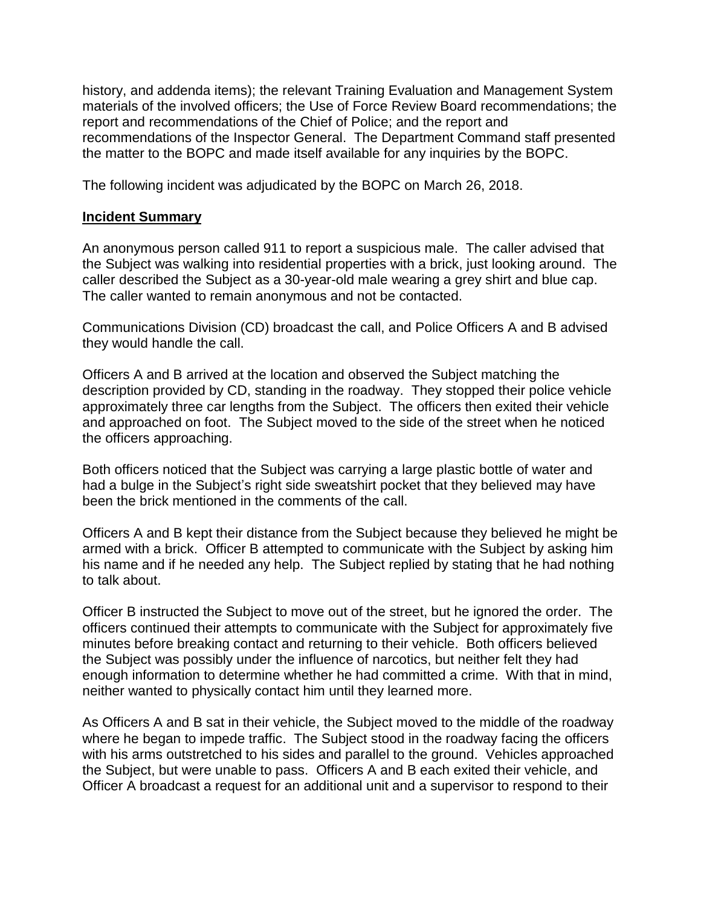history, and addenda items); the relevant Training Evaluation and Management System materials of the involved officers; the Use of Force Review Board recommendations; the report and recommendations of the Chief of Police; and the report and recommendations of the Inspector General. The Department Command staff presented the matter to the BOPC and made itself available for any inquiries by the BOPC.

The following incident was adjudicated by the BOPC on March 26, 2018.

## Incident Summary

An anonymous person called 911 to report a suspicious male. The caller advised that the Subject was walking into residential properties with a brick, just looking around. The caller described the Subject as a 30-year-old male wearing a grey shirt and blue cap. The caller wanted to remain anonymous and not be contacted.

Communications Division (CD) broadcast the call, and Police Officers A and B advised they would handle the call.

Officers A and B arrived at the location and observed the Subject matching the description provided by CD, standing in the roadway. They stopped their police vehicle approximately three car lengths from the Subject. The officers then exited their vehicle and approached on foot. The Subject moved to the side of the street when he noticed the officers approaching.

Both officers noticed that the Subject was carrying a large plastic bottle of water and had a bulge in the Subject's right side sweatshirt pocket that they believed may have been the brick mentioned in the comments of the call.

Officers A and B kept their distance from the Subject because they believed he might be armed with a brick. Officer B attempted to communicate with the Subject by asking him his name and if he needed any help. The Subject replied by stating that he had nothing to talk about.

Officer B instructed the Subject to move out of the street, but he ignored the order. The officers continued their attempts to communicate with the Subject for approximately five minutes before breaking contact and returning to their vehicle. Both officers believed the Subject was possibly under the influence of narcotics, but neither felt they had enough information to determine whether he had committed a crime. With that in mind, neither wanted to physically contact him until they learned more.

As Officers A and B sat in their vehicle, the Subject moved to the middle of the roadway where he began to impede traffic. The Subject stood in the roadway facing the officers with his arms outstretched to his sides and parallel to the ground. Vehicles approached the Subject, but were unable to pass. Officers A and B each exited their vehicle, and Officer A broadcast a request for an additional unit and a supervisor to respond to their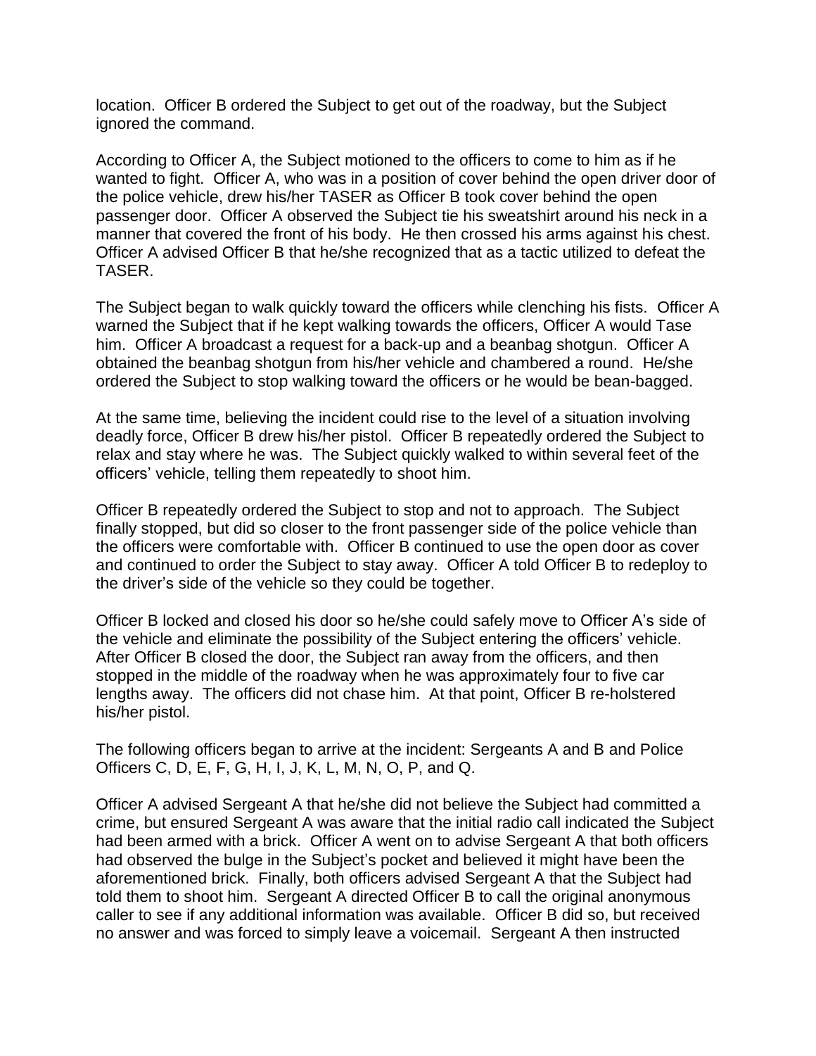location. Officer B ordered the Subject to get out of the roadway, but the Subject ignored the command.

According to Officer A, the Subject motioned to the officers to come to him as if he wanted to fight. Officer A, who was in a position of cover behind the open driver door of the police vehicle, drew his/her TASER as Officer B took cover behind the open passenger door. Officer A observed the Subject tie his sweatshirt around his neck in a manner that covered the front of his body. He then crossed his arms against his chest. Officer A advised Officer B that he/she recognized that as a tactic utilized to defeat the TASER.

The Subject began to walk quickly toward the officers while clenching his fists. Officer A warned the Subject that if he kept walking towards the officers, Officer A would Tase him. Officer A broadcast a request for a back-up and a beanbag shotgun. Officer A obtained the beanbag shotgun from his/her vehicle and chambered a round. He/she ordered the Subject to stop walking toward the officers or he would be bean-bagged.

At the same time, believing the incident could rise to the level of a situation involving deadly force, Officer B drew his/her pistol. Officer B repeatedly ordered the Subject to relax and stay where he was. The Subject quickly walked to within several feet of the officers' vehicle, telling them repeatedly to shoot him.

Officer B repeatedly ordered the Subject to stop and not to approach. The Subject finally stopped, but did so closer to the front passenger side of the police vehicle than the officers were comfortable with. Officer B continued to use the open door as cover and continued to order the Subject to stay away. Officer A told Officer B to redeploy to the driver's side of the vehicle so they could be together.

Officer B locked and closed his door so he/she could safely move to Officer A's side of the vehicle and eliminate the possibility of the Subject entering the officers' vehicle. After Officer B closed the door, the Subject ran away from the officers, and then stopped in the middle of the roadway when he was approximately four to five car lengths away. The officers did not chase him. At that point, Officer B re-holstered his/her pistol.

The following officers began to arrive at the incident: Sergeants A and B and Police Officers C, D, E, F, G, H, I, J, K, L, M, N, O, P, and Q.

Officer A advised Sergeant A that he/she did not believe the Subject had committed a crime, but ensured Sergeant A was aware that the initial radio call indicated the Subject had been armed with a brick. Officer A went on to advise Sergeant A that both officers had observed the bulge in the Subject's pocket and believed it might have been the aforementioned brick. Finally, both officers advised Sergeant A that the Subject had told them to shoot him. Sergeant A directed Officer B to call the original anonymous caller to see if any additional information was available. Officer B did so, but received no answer and was forced to simply leave a voicemail. Sergeant A then instructed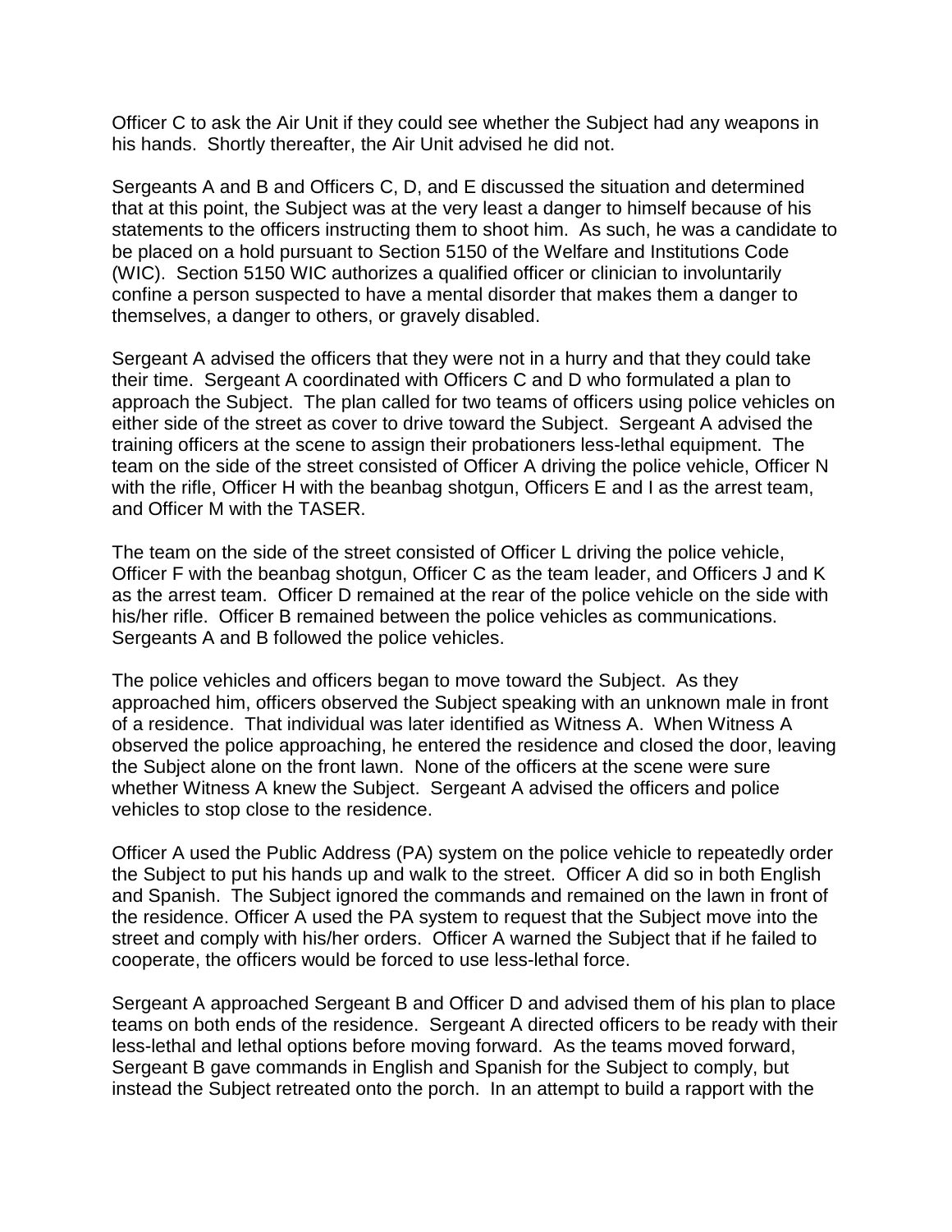Officer C to ask the Air Unit if they could see whether the Subject had any weapons in his hands. Shortly thereafter, the Air Unit advised he did not.

Sergeants A and B and Officers C, D, and E discussed the situation and determined that at this point, the Subject was at the very least a danger to himself because of his statements to the officers instructing them to shoot him. As such, he was a candidate to be placed on a hold pursuant to Section 5150 of the Welfare and Institutions Code (WIC). Section 5150 WIC authorizes a qualified officer or clinician to involuntarily confine a person suspected to have a mental disorder that makes them a danger to themselves, a danger to others, or gravely disabled.

Sergeant A advised the officers that they were not in a hurry and that they could take their time. Sergeant A coordinated with Officers C and D who formulated a plan to approach the Subject. The plan called for two teams of officers using police vehicles on either side of the street as cover to drive toward the Subject. Sergeant A advised the training officers at the scene to assign their probationers less-lethal equipment. The team on the side of the street consisted of Officer A driving the police vehicle, Officer N with the rifle, Officer H with the beanbag shotgun, Officers E and I as the arrest team, and Officer M with the TASER.

The team on the side of the street consisted of Officer L driving the police vehicle, Officer F with the beanbag shotgun, Officer C as the team leader, and Officers J and K as the arrest team. Officer D remained at the rear of the police vehicle on the side with his/her rifle. Officer B remained between the police vehicles as communications. Sergeants A and B followed the police vehicles.

The police vehicles and officers began to move toward the Subject. As they approached him, officers observed the Subject speaking with an unknown male in front of a residence. That individual was later identified as Witness A. When Witness A observed the police approaching, he entered the residence and closed the door, leaving the Subject alone on the front lawn. None of the officers at the scene were sure whether Witness A knew the Subject. Sergeant A advised the officers and police vehicles to stop close to the residence.

Officer A used the Public Address (PA) system on the police vehicle to repeatedly order the Subject to put his hands up and walk to the street. Officer A did so in both English and Spanish. The Subject ignored the commands and remained on the lawn in front of the residence. Officer A used the PA system to request that the Subject move into the street and comply with his/her orders. Officer A warned the Subject that if he failed to cooperate, the officers would be forced to use less-lethal force.

Sergeant A approached Sergeant B and Officer D and advised them of his plan to place teams on both ends of the residence. Sergeant A directed officers to be ready with their less-lethal and lethal options before moving forward. As the teams moved forward, Sergeant B gave commands in English and Spanish for the Subject to comply, but instead the Subject retreated onto the porch. In an attempt to build a rapport with the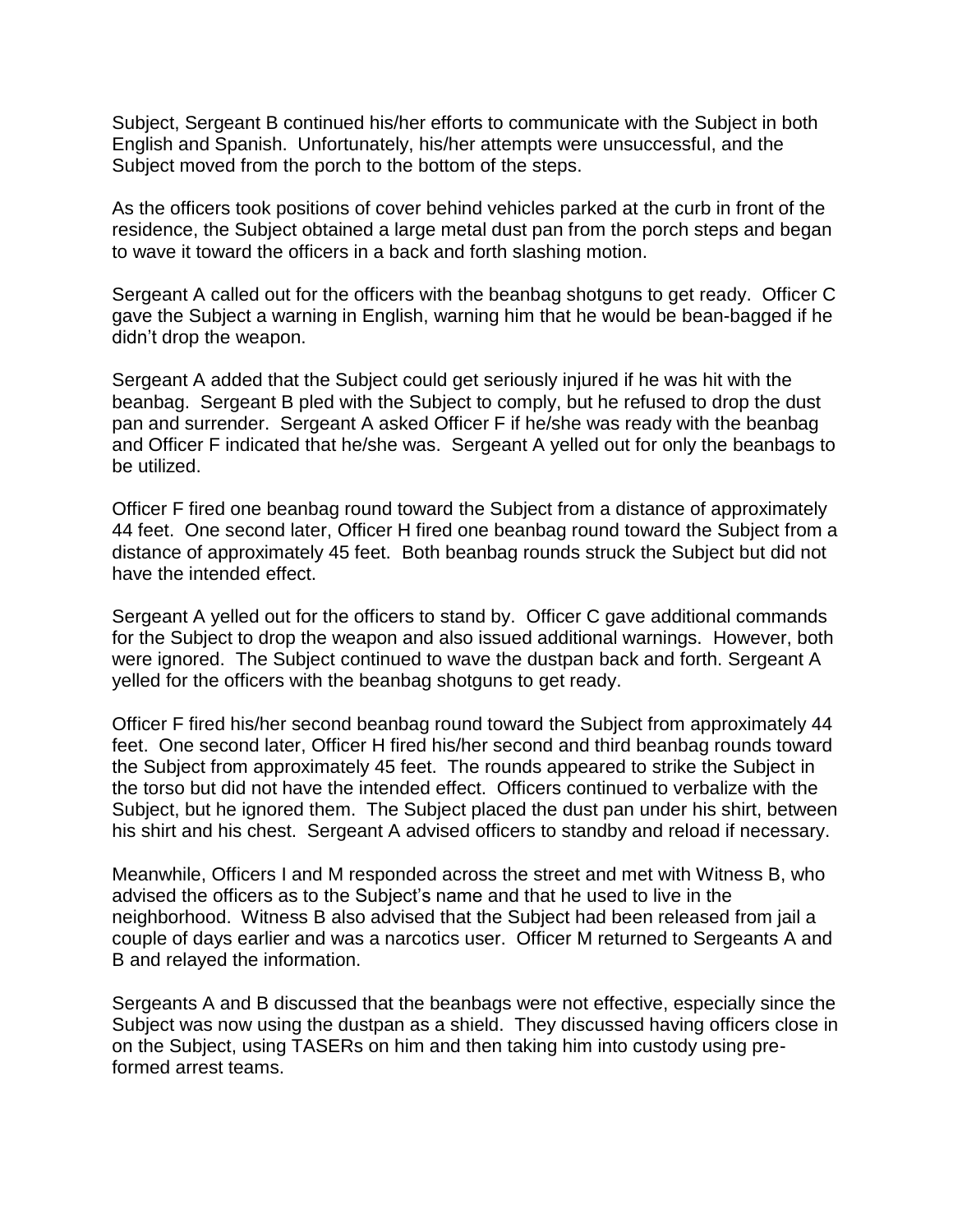Subject, Sergeant B continued his/her efforts to communicate with the Subject in both English and Spanish. Unfortunately, his/her attempts were unsuccessful, and the Subject moved from the porch to the bottom of the steps.

As the officers took positions of cover behind vehicles parked at the curb in front of the residence, the Subject obtained a large metal dust pan from the porch steps and began to wave it toward the officers in a back and forth slashing motion.

Sergeant A called out for the officers with the beanbag shotguns to get ready. Officer C gave the Subject a warning in English, warning him that he would be bean-bagged if he didn't drop the weapon.

Sergeant A added that the Subject could get seriously injured if he was hit with the beanbag. Sergeant B pled with the Subject to comply, but he refused to drop the dust pan and surrender. Sergeant A asked Officer F if he/she was ready with the beanbag and Officer F indicated that he/she was. Sergeant A yelled out for only the beanbags to be utilized.

Officer F fired one beanbag round toward the Subject from a distance of approximately 44 feet. One second later, Officer H fired one beanbag round toward the Subject from a distance of approximately 45 feet. Both beanbag rounds struck the Subject but did not have the intended effect.

Sergeant A yelled out for the officers to stand by. Officer C gave additional commands for the Subject to drop the weapon and also issued additional warnings. However, both were ignored. The Subject continued to wave the dustpan back and forth. Sergeant A yelled for the officers with the beanbag shotguns to get ready.

Officer F fired his/her second beanbag round toward the Subject from approximately 44 feet. One second later, Officer H fired his/her second and third beanbag rounds toward the Subject from approximately 45 feet. The rounds appeared to strike the Subject in the torso but did not have the intended effect. Officers continued to verbalize with the Subject, but he ignored them. The Subject placed the dust pan under his shirt, between his shirt and his chest. Sergeant A advised officers to standby and reload if necessary.

Meanwhile, Officers I and M responded across the street and met with Witness B, who advised the officers as to the Subject's name and that he used to live in the neighborhood. Witness B also advised that the Subject had been released from jail a couple of days earlier and was a narcotics user. Officer M returned to Sergeants A and B and relayed the information.

Sergeants A and B discussed that the beanbags were not effective, especially since the Subject was now using the dustpan as a shield. They discussed having officers close in on the Subject, using TASERs on him and then taking him into custody using pre-formed arrest teams.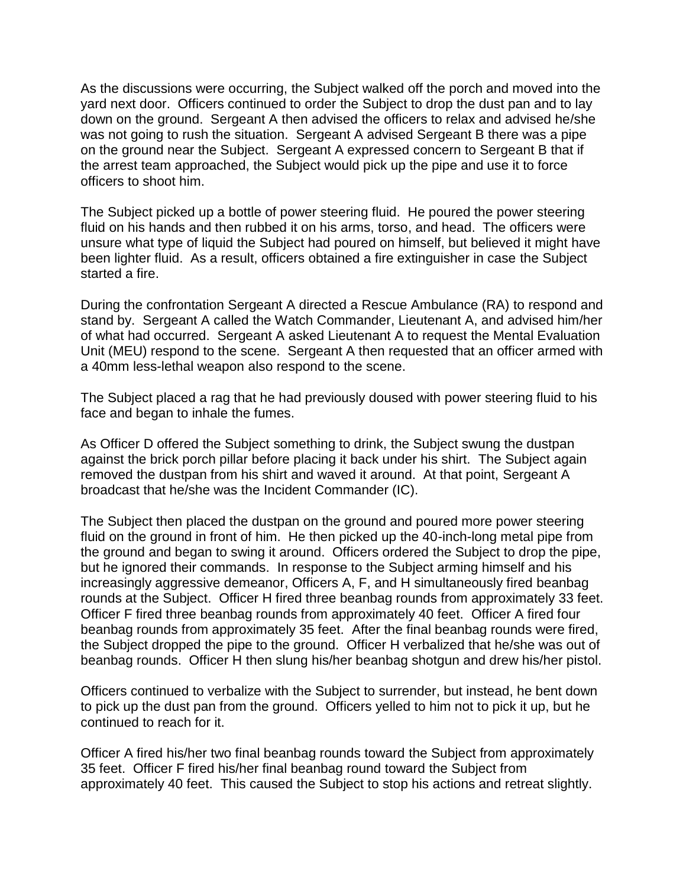As the discussions were occurring, the Subject walked off the porch and moved into the yard next door. Officers continued to order the Subject to drop the dust pan and to lay down on the ground. Sergeant A then advised the officers to relax and advised he/she was not going to rush the situation. Sergeant A advised Sergeant B there was a pipe on the ground near the Subject. Sergeant A expressed concern to Sergeant B that if the arrest team approached, the Subject would pick up the pipe and use it to force officers to shoot him.

The Subject picked up a bottle of power steering fluid. He poured the power steering fluid on his hands and then rubbed it on his arms, torso, and head. The officers were unsure what type of liquid the Subject had poured on himself, but believed it might have been lighter fluid. As a result, officers obtained a fire extinguisher in case the Subject started a fire.

During the confrontation Sergeant A directed a Rescue Ambulance (RA) to respond and stand by. Sergeant A called the Watch Commander, Lieutenant A, and advised him/her of what had occurred. Sergeant A asked Lieutenant A to request the Mental Evaluation Unit (MEU) respond to the scene. Sergeant A then requested that an officer armed with a 40mm less-lethal weapon also respond to the scene.

The Subject placed a rag that he had previously doused with power steering fluid to his face and began to inhale the fumes.

As Officer D offered the Subject something to drink, the Subject swung the dustpan against the brick porch pillar before placing it back under his shirt. The Subject again removed the dustpan from his shirt and waved it around. At that point, Sergeant A broadcast that he/she was the Incident Commander (IC).

The Subject then placed the dustpan on the ground and poured more power steering fluid on the ground in front of him. He then picked up the 40-inch-long metal pipe from the ground and began to swing it around. Officers ordered the Subject to drop the pipe, but he ignored their commands. In response to the Subject arming himself and his increasingly aggressive demeanor, Officers A, F, and H simultaneously fired beanbag rounds at the Subject. Officer H fired three beanbag rounds from approximately 33 feet. Officer F fired three beanbag rounds from approximately 40 feet. Officer A fired four beanbag rounds from approximately 35 feet. After the final beanbag rounds were fired, the Subject dropped the pipe to the ground. Officer H verbalized that he/she was out of beanbag rounds. Officer H then slung his/her beanbag shotgun and drew his/her pistol.

Officers continued to verbalize with the Subject to surrender, but instead, he bent down to pick up the dust pan from the ground. Officers yelled to him not to pick it up, but he continued to reach for it.

Officer A fired his/her two final beanbag rounds toward the Subject from approximately 35 feet. Officer F fired his/her final beanbag round toward the Subject from approximately 40 feet. This caused the Subject to stop his actions and retreat slightly.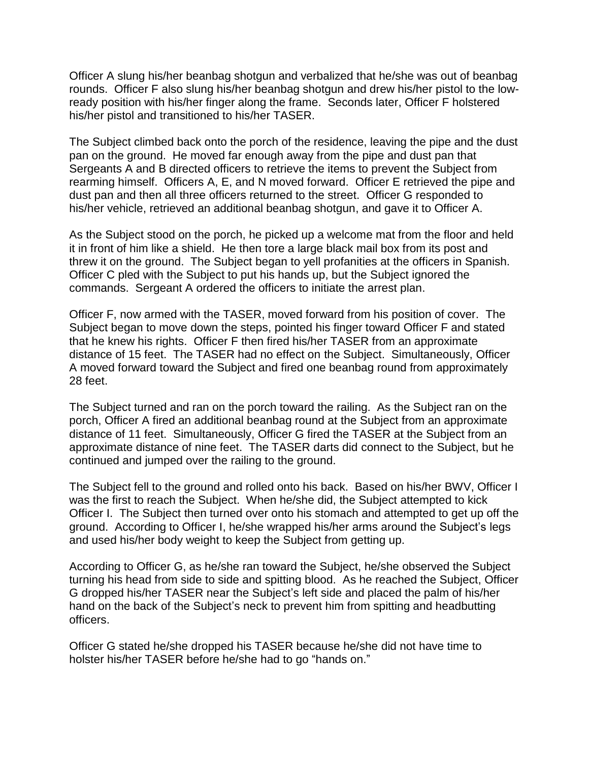Officer A slung his/her beanbag shotgun and verbalized that he/she was out of beanbag rounds. Officer F also slung his/her beanbag shotgun and drew his/her pistol to the low-ready position with his/her finger along the frame. Seconds later, Officer F holstered his/her pistol and transitioned to his/her TASER.

The Subject climbed back onto the porch of the residence, leaving the pipe and the dust pan on the ground. He moved far enough away from the pipe and dust pan that Sergeants A and B directed officers to retrieve the items to prevent the Subject from rearming himself. Officers A, E, and N moved forward. Officer E retrieved the pipe and dust pan and then all three officers returned to the street. Officer G responded to his/her vehicle, retrieved an additional beanbag shotgun, and gave it to Officer A.

As the Subject stood on the porch, he picked up a welcome mat from the floor and held it in front of him like a shield. He then tore a large black mail box from its post and threw it on the ground. The Subject began to yell profanities at the officers in Spanish. Officer C pled with the Subject to put his hands up, but the Subject ignored the commands. Sergeant A ordered the officers to initiate the arrest plan.

Officer F, now armed with the TASER, moved forward from his position of cover. The Subject began to move down the steps, pointed his finger toward Officer F and stated that he knew his rights. Officer F then fired his/her TASER from an approximate distance of 15 feet. The TASER had no effect on the Subject. Simultaneously, Officer A moved forward toward the Subject and fired one beanbag round from approximately 28 feet.

The Subject turned and ran on the porch toward the railing. As the Subject ran on the porch, Officer A fired an additional beanbag round at the Subject from an approximate distance of 11 feet. Simultaneously, Officer G fired the TASER at the Subject from an approximate distance of nine feet. The TASER darts did connect to the Subject, but he continued and jumped over the railing to the ground.

The Subject fell to the ground and rolled onto his back. Based on his/her BWV, Officer I was the first to reach the Subject. When he/she did, the Subject attempted to kick Officer I. The Subject then turned over onto his stomach and attempted to get up off the ground. According to Officer I, he/she wrapped his/her arms around the Subject's legs and used his/her body weight to keep the Subject from getting up.

According to Officer G, as he/she ran toward the Subject, he/she observed the Subject turning his head from side to side and spitting blood. As he reached the Subject, Officer G dropped his/her TASER near the Subject's left side and placed the palm of his/her hand on the back of the Subject's neck to prevent him from spitting and headbutting officers.

Officer G stated he/she dropped his TASER because he/she did not have time to holster his/her TASER before he/she had to go "hands on."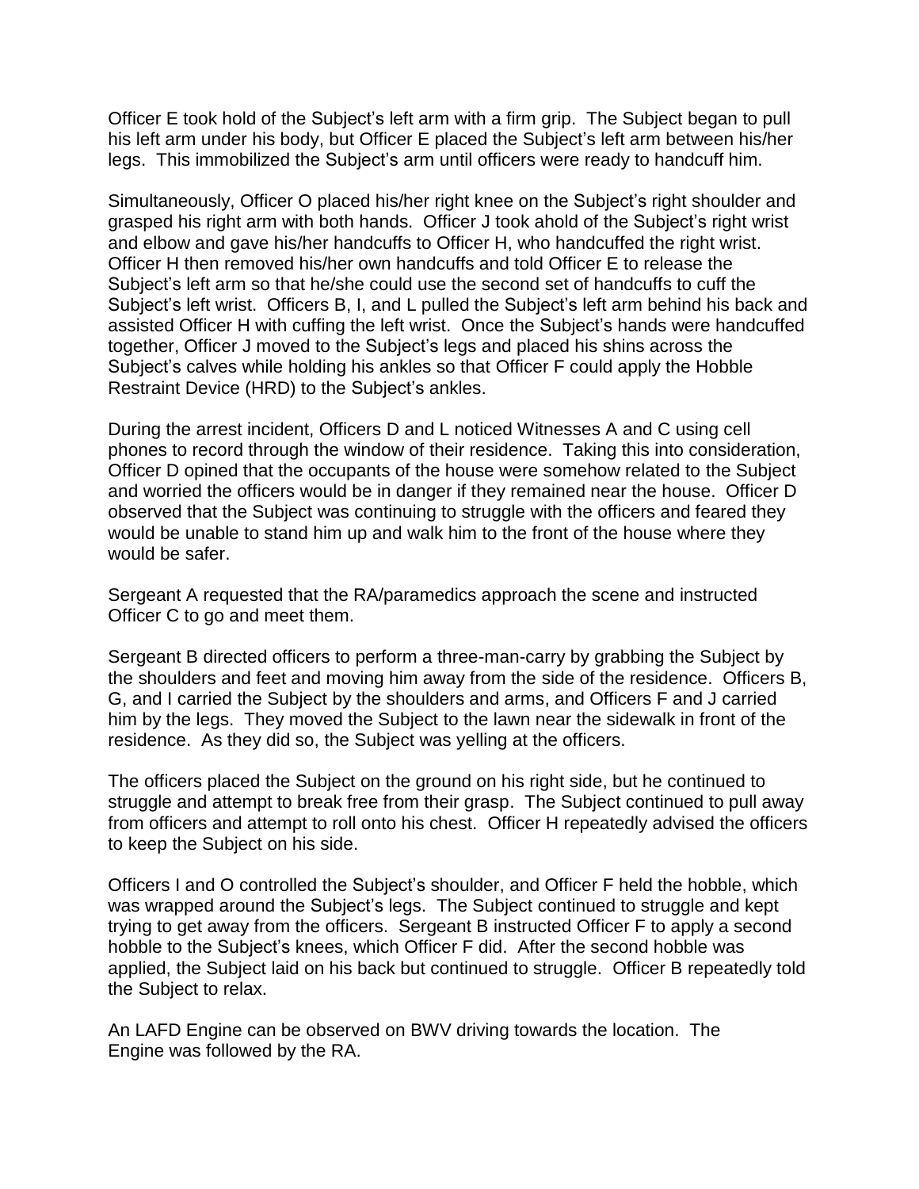Officer E took hold of the Subject's left arm with a firm grip. The Subject began to pull his left arm under his body, but Officer E placed the Subject's left arm between his/her legs. This immobilized the Subject's arm until officers were ready to handcuff him.

Simultaneously, Officer O placed his/her right knee on the Subject's right shoulder and grasped his right arm with both hands. Officer J took ahold of the Subject's right wrist and elbow and gave his/her handcuffs to Officer H, who handcuffed the right wrist. Officer H then removed his/her own handcuffs and told Officer E to release the Subject's left arm so that he/she could use the second set of handcuffs to cuff the Subject's left wrist. Officers B, I, and L pulled the Subject's left arm behind his back and assisted Officer H with cuffing the left wrist. Once the Subject's hands were handcuffed together, Officer J moved to the Subject's legs and placed his shins across the Subject's calves while holding his ankles so that Officer F could apply the Hobble Restraint Device (HRD) to the Subject's ankles.

During the arrest incident, Officers D and L noticed Witnesses A and C using cell phones to record through the window of their residence. Taking this into consideration, Officer D opined that the occupants of the house were somehow related to the Subject and worried the officers would be in danger if they remained near the house. Officer D observed that the Subject was continuing to struggle with the officers and feared they would be unable to stand him up and walk him to the front of the house where they would be safer.

Sergeant A requested that the RA/paramedics approach the scene and instructed Officer C to go and meet them.

Sergeant B directed officers to perform a three-man-carry by grabbing the Subject by the shoulders and feet and moving him away from the side of the residence. Officers B, G, and I carried the Subject by the shoulders and arms, and Officers F and J carried him by the legs. They moved the Subject to the lawn near the sidewalk in front of the residence. As they did so, the Subject was yelling at the officers.

The officers placed the Subject on the ground on his right side, but he continued to struggle and attempt to break free from their grasp. The Subject continued to pull away from officers and attempt to roll onto his chest. Officer H repeatedly advised the officers to keep the Subject on his side.

Officers I and O controlled the Subject's shoulder, and Officer F held the hobble, which was wrapped around the Subject's legs. The Subject continued to struggle and kept trying to get away from the officers. Sergeant B instructed Officer F to apply a second hobble to the Subject's knees, which Officer F did. After the second hobble was applied, the Subject laid on his back but continued to struggle. Officer B repeatedly told the Subject to relax.

An LAFD Engine can be observed on BWV driving towards the location. The Engine was followed by the RA.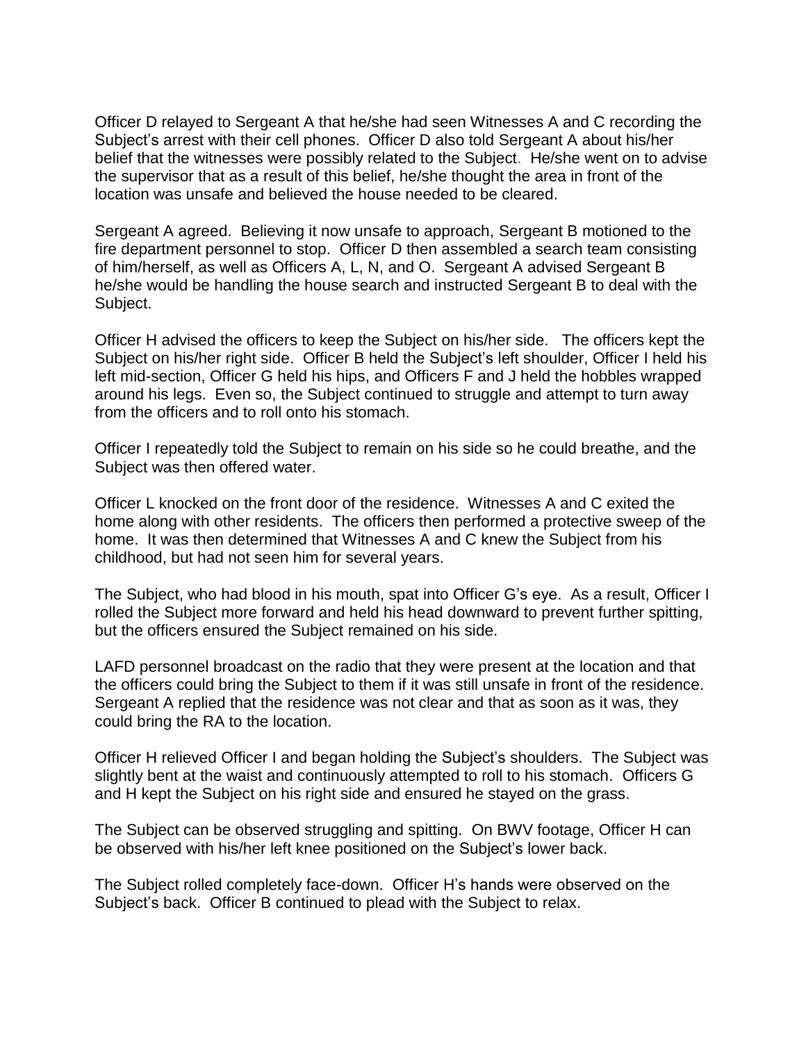Officer D relayed to Sergeant A that he/she had seen Witnesses A and C recording the Subject's arrest with their cell phones. Officer D also told Sergeant A about his/her belief that the witnesses were possibly related to the Subject. He/she went on to advise the supervisor that as a result of this belief, he/she thought the area in front of the location was unsafe and believed the house needed to be cleared.

Sergeant A agreed. Believing it now unsafe to approach, Sergeant B motioned to the fire department personnel to stop. Officer D then assembled a search team consisting of him/herself, as well as Officers A, L, N, and O. Sergeant A advised Sergeant B he/she would be handling the house search and instructed Sergeant B to deal with the Subject.

Officer H advised the officers to keep the Subject on his/her side. The officers kept the Subject on his/her right side. Officer B held the Subject's left shoulder, Officer I held his left mid-section, Officer G held his hips, and Officers F and J held the hobbles wrapped around his legs. Even so, the Subject continued to struggle and attempt to turn away from the officers and to roll onto his stomach.

Officer I repeatedly told the Subject to remain on his side so he could breathe, and the Subject was then offered water.

Officer L knocked on the front door of the residence. Witnesses A and C exited the home along with other residents. The officers then performed a protective sweep of the home. It was then determined that Witnesses A and C knew the Subject from his childhood, but had not seen him for several years.

The Subject, who had blood in his mouth, spat into Officer G's eye. As a result, Officer I rolled the Subject more forward and held his head downward to prevent further spitting, but the officers ensured the Subject remained on his side.

LAFD personnel broadcast on the radio that they were present at the location and that the officers could bring the Subject to them if it was still unsafe in front of the residence. Sergeant A replied that the residence was not clear and that as soon as it was, they could bring the RA to the location.

Officer H relieved Officer I and began holding the Subject's shoulders. The Subject was slightly bent at the waist and continuously attempted to roll to his stomach. Officers G and H kept the Subject on his right side and ensured he stayed on the grass.

The Subject can be observed struggling and spitting. On BWV footage, Officer H can be observed with his/her left knee positioned on the Subject's lower back.

The Subject rolled completely face-down. Officer H's hands were observed on the Subject's back. Officer B continued to plead with the Subject to relax.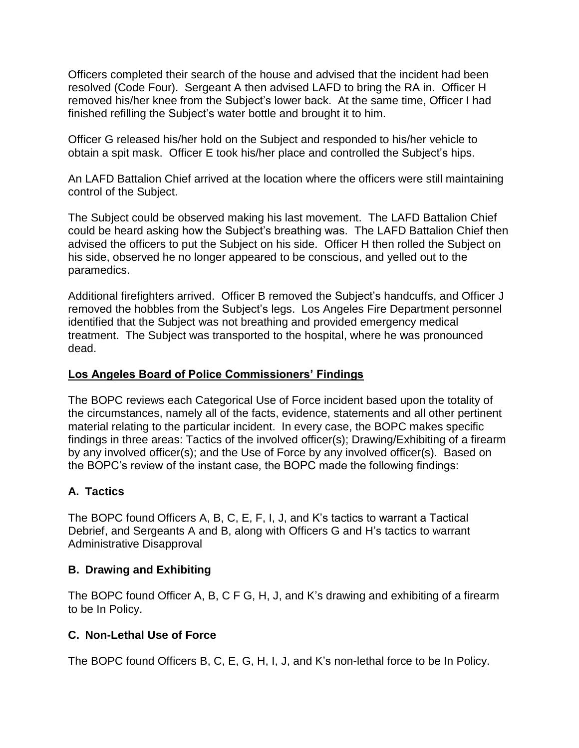Officers completed their search of the house and advised that the incident had been resolved (Code Four). Sergeant A then advised LAFD to bring the RA in. Officer H removed his/her knee from the Subject's lower back. At the same time, Officer I had finished refilling the Subject's water bottle and brought it to him.

Officer G released his/her hold on the Subject and responded to his/her vehicle to obtain a spit mask. Officer E took his/her place and controlled the Subject's hips.

An LAFD Battalion Chief arrived at the location where the officers were still maintaining control of the Subject.

The Subject could be observed making his last movement. The LAFD Battalion Chief could be heard asking how the Subject's breathing was. The LAFD Battalion Chief then advised the officers to put the Subject on his side. Officer H then rolled the Subject on his side, observed he no longer appeared to be conscious, and yelled out to the paramedics.

Additional firefighters arrived. Officer B removed the Subject's handcuffs, and Officer J removed the hobbles from the Subject's legs. Los Angeles Fire Department personnel identified that the Subject was not breathing and provided emergency medical treatment. The Subject was transported to the hospital, where he was pronounced dead.

## Los Angeles Board of Police Commissioners' Findings

The BOPC reviews each Categorical Use of Force incident based upon the totality of the circumstances, namely all of the facts, evidence, statements and all other pertinent material relating to the particular incident. In every case, the BOPC makes specific findings in three areas: Tactics of the involved officer(s); Drawing/Exhibiting of a firearm by any involved officer(s); and the Use of Force by any involved officer(s). Based on the BOPC's review of the instant case, the BOPC made the following findings:

### A. Tactics

The BOPC found Officers A, B, C, E, F, I, J, and K's tactics to warrant a Tactical Debrief, and Sergeants A and B, along with Officers G and H's tactics to warrant Administrative Disapproval

### B. Drawing and Exhibiting

The BOPC found Officer A, B, C F G, H, J, and K's drawing and exhibiting of a firearm to be In Policy.

### C. Non-Lethal Use of Force

The BOPC found Officers B, C, E, G, H, I, J, and K's non-lethal force to be In Policy.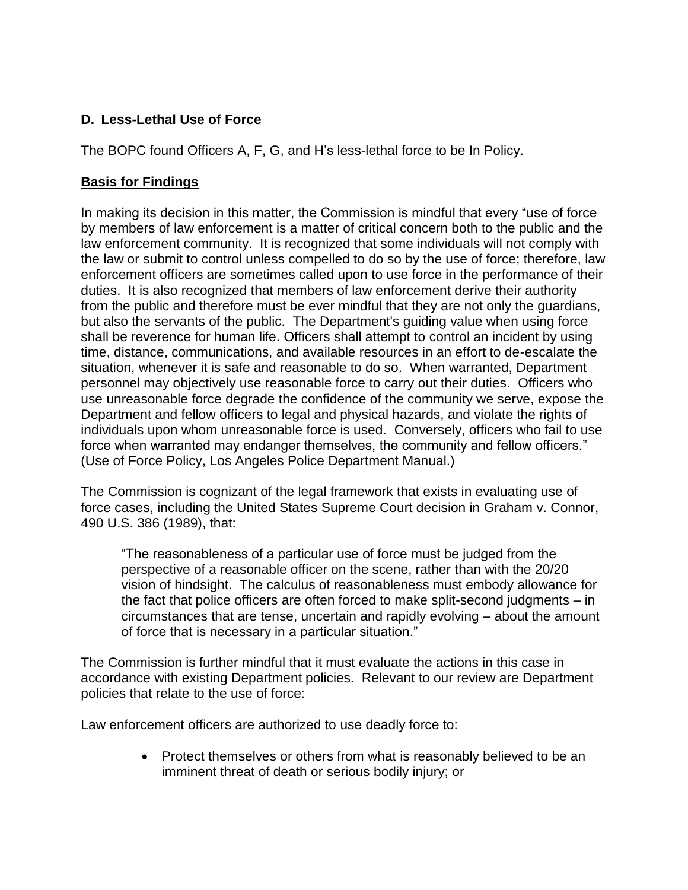**D. Less-Lethal Use of Force**

The BOPC found Officers A, F, G, and H's less-lethal force to be In Policy.

**Basis for Findings**

In making its decision in this matter, the Commission is mindful that every "use of force by members of law enforcement is a matter of critical concern both to the public and the law enforcement community. It is recognized that some individuals will not comply with the law or submit to control unless compelled to do so by the use of force; therefore, law enforcement officers are sometimes called upon to use force in the performance of their duties. It is also recognized that members of law enforcement derive their authority from the public and therefore must be ever mindful that they are not only the guardians, but also the servants of the public. The Department's guiding value when using force shall be reverence for human life. Officers shall attempt to control an incident by using time, distance, communications, and available resources in an effort to de-escalate the situation, whenever it is safe and reasonable to do so. When warranted, Department personnel may objectively use reasonable force to carry out their duties. Officers who use unreasonable force degrade the confidence of the community we serve, expose the Department and fellow officers to legal and physical hazards, and violate the rights of individuals upon whom unreasonable force is used. Conversely, officers who fail to use force when warranted may endanger themselves, the community and fellow officers." (Use of Force Policy, Los Angeles Police Department Manual.)

The Commission is cognizant of the legal framework that exists in evaluating use of force cases, including the United States Supreme Court decision in Graham v. Connor, 490 U.S. 386 (1989), that:

> "The reasonableness of a particular use of force must be judged from the perspective of a reasonable officer on the scene, rather than with the 20/20 vision of hindsight. The calculus of reasonableness must embody allowance for the fact that police officers are often forced to make split-second judgments – in circumstances that are tense, uncertain and rapidly evolving – about the amount of force that is necessary in a particular situation."

The Commission is further mindful that it must evaluate the actions in this case in accordance with existing Department policies. Relevant to our review are Department policies that relate to the use of force:

Law enforcement officers are authorized to use deadly force to:

- Protect themselves or others from what is reasonably believed to be an imminent threat of death or serious bodily injury; or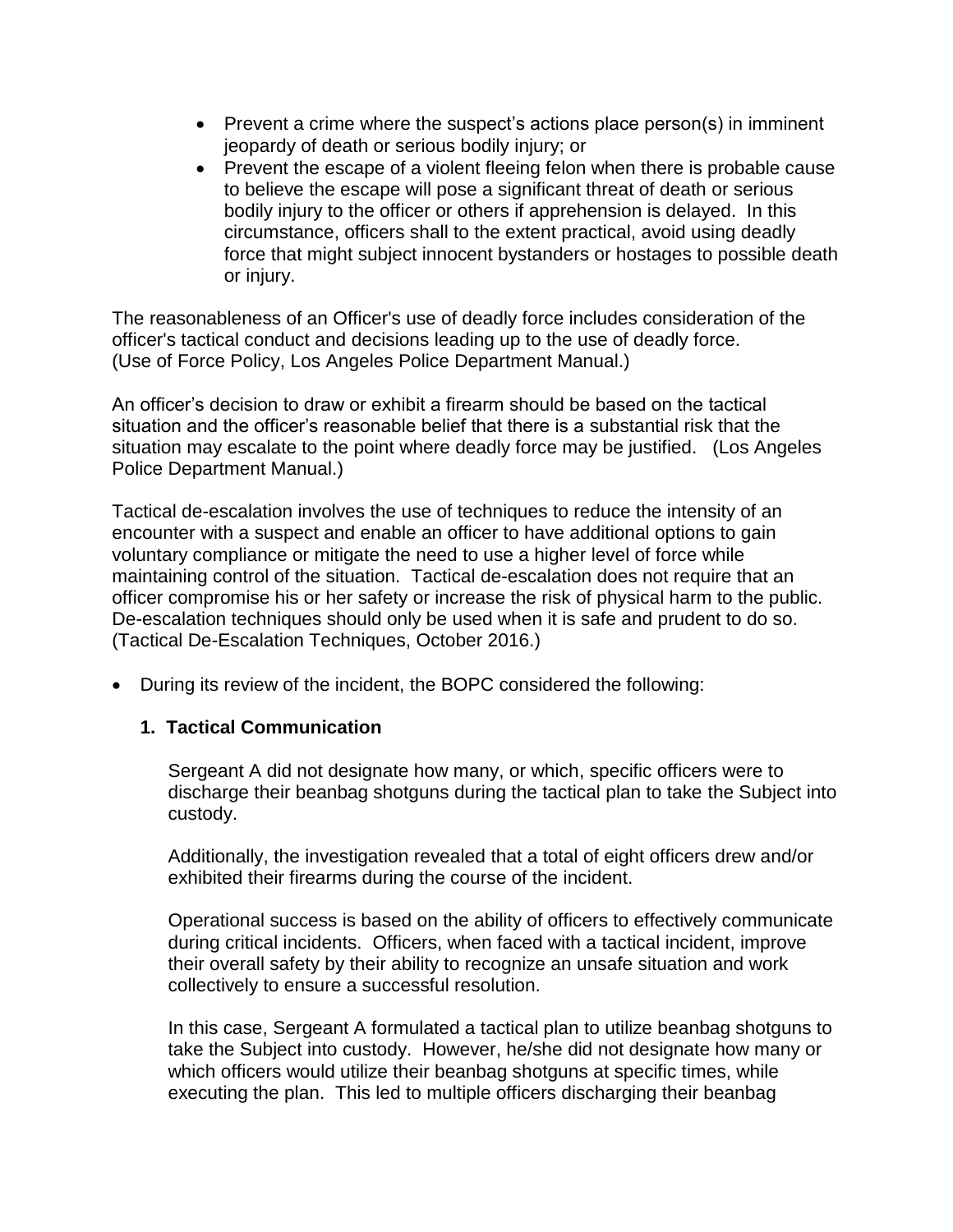- Prevent a crime where the suspect's actions place person(s) in imminent jeopardy of death or serious bodily injury; or
- Prevent the escape of a violent fleeing felon when there is probable cause to believe the escape will pose a significant threat of death or serious bodily injury to the officer or others if apprehension is delayed. In this circumstance, officers shall to the extent practical, avoid using deadly force that might subject innocent bystanders or hostages to possible death or injury.

The reasonableness of an Officer's use of deadly force includes consideration of the officer's tactical conduct and decisions leading up to the use of deadly force. (Use of Force Policy, Los Angeles Police Department Manual.)

An officer's decision to draw or exhibit a firearm should be based on the tactical situation and the officer's reasonable belief that there is a substantial risk that the situation may escalate to the point where deadly force may be justified. (Los Angeles Police Department Manual.)

Tactical de-escalation involves the use of techniques to reduce the intensity of an encounter with a suspect and enable an officer to have additional options to gain voluntary compliance or mitigate the need to use a higher level of force while maintaining control of the situation. Tactical de-escalation does not require that an officer compromise his or her safety or increase the risk of physical harm to the public. De-escalation techniques should only be used when it is safe and prudent to do so. (Tactical De-Escalation Techniques, October 2016.)

- During its review of the incident, the BOPC considered the following:

**1. Tactical Communication**

Sergeant A did not designate how many, or which, specific officers were to discharge their beanbag shotguns during the tactical plan to take the Subject into custody.

Additionally, the investigation revealed that a total of eight officers drew and/or exhibited their firearms during the course of the incident.

Operational success is based on the ability of officers to effectively communicate during critical incidents. Officers, when faced with a tactical incident, improve their overall safety by their ability to recognize an unsafe situation and work collectively to ensure a successful resolution.

In this case, Sergeant A formulated a tactical plan to utilize beanbag shotguns to take the Subject into custody. However, he/she did not designate how many or which officers would utilize their beanbag shotguns at specific times, while executing the plan. This led to multiple officers discharging their beanbag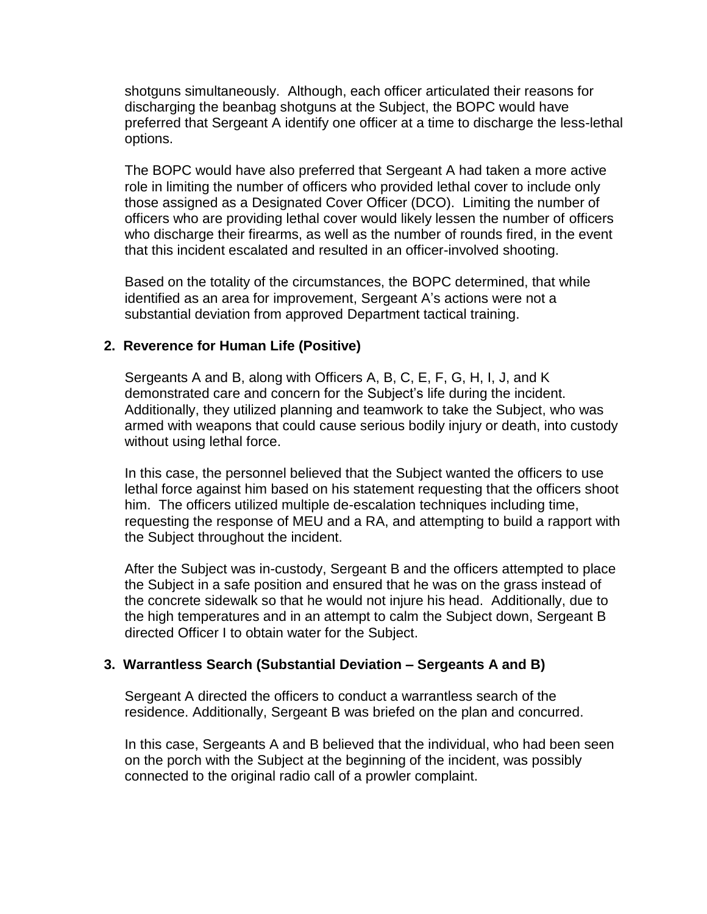shotguns simultaneously. Although, each officer articulated their reasons for discharging the beanbag shotguns at the Subject, the BOPC would have preferred that Sergeant A identify one officer at a time to discharge the less-lethal options.

The BOPC would have also preferred that Sergeant A had taken a more active role in limiting the number of officers who provided lethal cover to include only those assigned as a Designated Cover Officer (DCO). Limiting the number of officers who are providing lethal cover would likely lessen the number of officers who discharge their firearms, as well as the number of rounds fired, in the event that this incident escalated and resulted in an officer-involved shooting.

Based on the totality of the circumstances, the BOPC determined, that while identified as an area for improvement, Sergeant A's actions were not a substantial deviation from approved Department tactical training.

**2. Reverence for Human Life (Positive)**

Sergeants A and B, along with Officers A, B, C, E, F, G, H, I, J, and K demonstrated care and concern for the Subject's life during the incident. Additionally, they utilized planning and teamwork to take the Subject, who was armed with weapons that could cause serious bodily injury or death, into custody without using lethal force.

In this case, the personnel believed that the Subject wanted the officers to use lethal force against him based on his statement requesting that the officers shoot him. The officers utilized multiple de-escalation techniques including time, requesting the response of MEU and a RA, and attempting to build a rapport with the Subject throughout the incident.

After the Subject was in-custody, Sergeant B and the officers attempted to place the Subject in a safe position and ensured that he was on the grass instead of the concrete sidewalk so that he would not injure his head. Additionally, due to the high temperatures and in an attempt to calm the Subject down, Sergeant B directed Officer I to obtain water for the Subject.

**3. Warrantless Search (Substantial Deviation – Sergeants A and B)**

Sergeant A directed the officers to conduct a warrantless search of the residence. Additionally, Sergeant B was briefed on the plan and concurred.

In this case, Sergeants A and B believed that the individual, who had been seen on the porch with the Subject at the beginning of the incident, was possibly connected to the original radio call of a prowler complaint.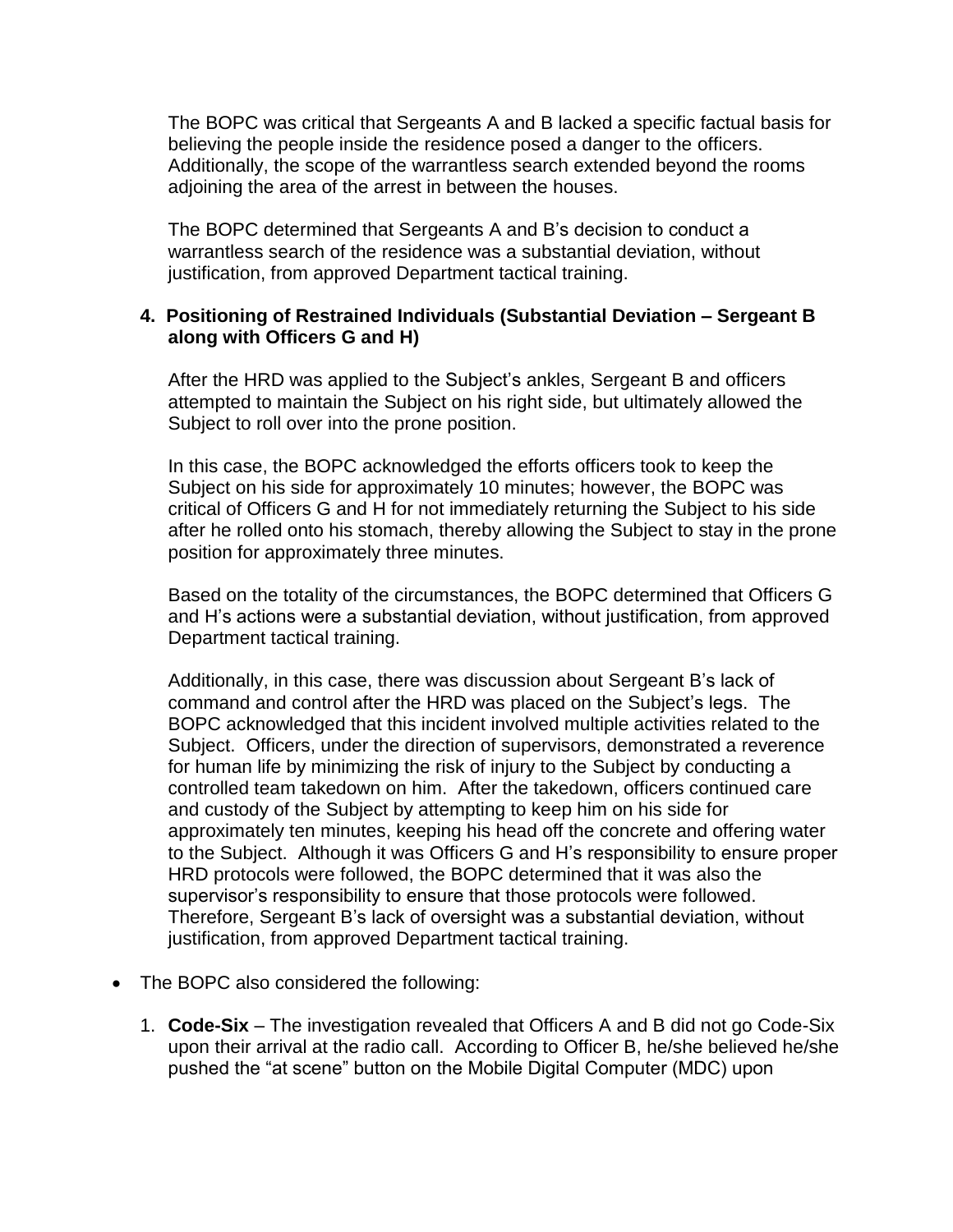The BOPC was critical that Sergeants A and B lacked a specific factual basis for believing the people inside the residence posed a danger to the officers. Additionally, the scope of the warrantless search extended beyond the rooms adjoining the area of the arrest in between the houses.

The BOPC determined that Sergeants A and B's decision to conduct a warrantless search of the residence was a substantial deviation, without justification, from approved Department tactical training.

**4. Positioning of Restrained Individuals (Substantial Deviation – Sergeant B along with Officers G and H)**

After the HRD was applied to the Subject's ankles, Sergeant B and officers attempted to maintain the Subject on his right side, but ultimately allowed the Subject to roll over into the prone position.

In this case, the BOPC acknowledged the efforts officers took to keep the Subject on his side for approximately 10 minutes; however, the BOPC was critical of Officers G and H for not immediately returning the Subject to his side after he rolled onto his stomach, thereby allowing the Subject to stay in the prone position for approximately three minutes.

Based on the totality of the circumstances, the BOPC determined that Officers G and H's actions were a substantial deviation, without justification, from approved Department tactical training.

Additionally, in this case, there was discussion about Sergeant B's lack of command and control after the HRD was placed on the Subject's legs. The BOPC acknowledged that this incident involved multiple activities related to the Subject. Officers, under the direction of supervisors, demonstrated a reverence for human life by minimizing the risk of injury to the Subject by conducting a controlled team takedown on him. After the takedown, officers continued care and custody of the Subject by attempting to keep him on his side for approximately ten minutes, keeping his head off the concrete and offering water to the Subject. Although it was Officers G and H's responsibility to ensure proper HRD protocols were followed, the BOPC determined that it was also the supervisor's responsibility to ensure that those protocols were followed. Therefore, Sergeant B's lack of oversight was a substantial deviation, without justification, from approved Department tactical training.

- The BOPC also considered the following:

1. **Code-Six** – The investigation revealed that Officers A and B did not go Code-Six upon their arrival at the radio call. According to Officer B, he/she believed he/she pushed the "at scene" button on the Mobile Digital Computer (MDC) upon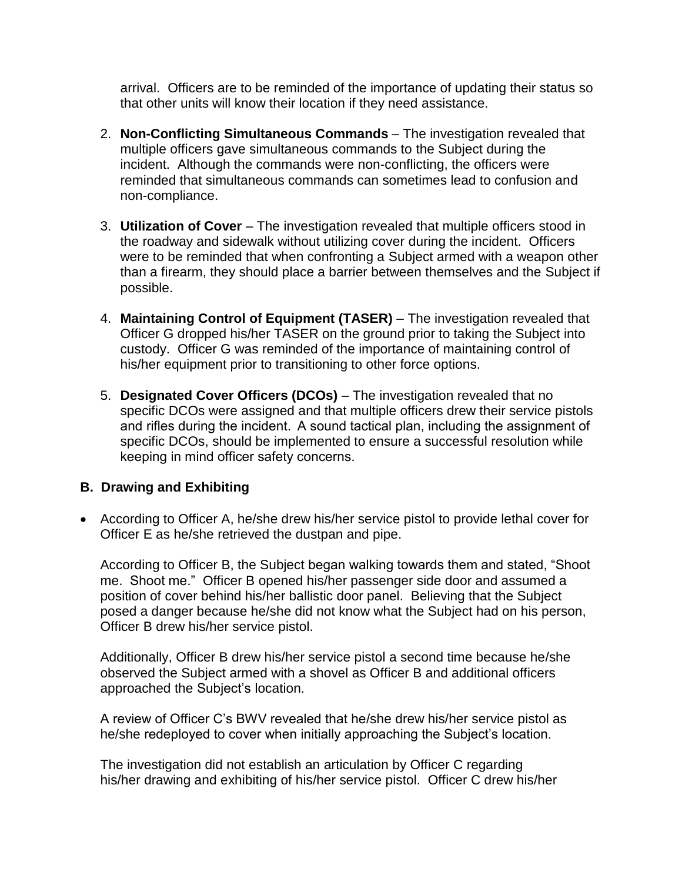arrival. Officers are to be reminded of the importance of updating their status so that other units will know their location if they need assistance.

2. **Non-Conflicting Simultaneous Commands** – The investigation revealed that multiple officers gave simultaneous commands to the Subject during the incident. Although the commands were non-conflicting, the officers were reminded that simultaneous commands can sometimes lead to confusion and non-compliance.

3. **Utilization of Cover** – The investigation revealed that multiple officers stood in the roadway and sidewalk without utilizing cover during the incident. Officers were to be reminded that when confronting a Subject armed with a weapon other than a firearm, they should place a barrier between themselves and the Subject if possible.

4. **Maintaining Control of Equipment (TASER)** – The investigation revealed that Officer G dropped his/her TASER on the ground prior to taking the Subject into custody. Officer G was reminded of the importance of maintaining control of his/her equipment prior to transitioning to other force options.

5. **Designated Cover Officers (DCOs)** – The investigation revealed that no specific DCOs were assigned and that multiple officers drew their service pistols and rifles during the incident. A sound tactical plan, including the assignment of specific DCOs, should be implemented to ensure a successful resolution while keeping in mind officer safety concerns.

## B. Drawing and Exhibiting

- According to Officer A, he/she drew his/her service pistol to provide lethal cover for Officer E as he/she retrieved the dustpan and pipe.

  According to Officer B, the Subject began walking towards them and stated, "Shoot me. Shoot me." Officer B opened his/her passenger side door and assumed a position of cover behind his/her ballistic door panel. Believing that the Subject posed a danger because he/she did not know what the Subject had on his person, Officer B drew his/her service pistol.

  Additionally, Officer B drew his/her service pistol a second time because he/she observed the Subject armed with a shovel as Officer B and additional officers approached the Subject's location.

  A review of Officer C's BWV revealed that he/she drew his/her service pistol as he/she redeployed to cover when initially approaching the Subject's location.

  The investigation did not establish an articulation by Officer C regarding his/her drawing and exhibiting of his/her service pistol. Officer C drew his/her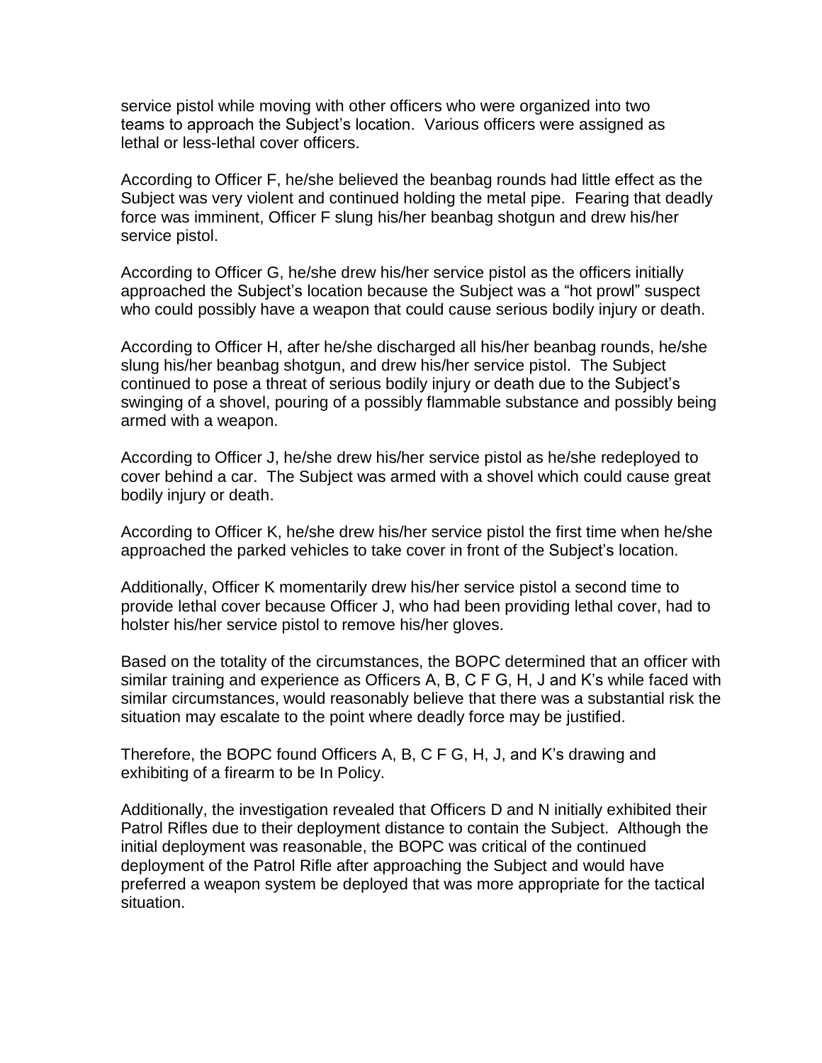service pistol while moving with other officers who were organized into two teams to approach the Subject's location. Various officers were assigned as lethal or less-lethal cover officers.

According to Officer F, he/she believed the beanbag rounds had little effect as the Subject was very violent and continued holding the metal pipe. Fearing that deadly force was imminent, Officer F slung his/her beanbag shotgun and drew his/her service pistol.

According to Officer G, he/she drew his/her service pistol as the officers initially approached the Subject's location because the Subject was a "hot prowl" suspect who could possibly have a weapon that could cause serious bodily injury or death.

According to Officer H, after he/she discharged all his/her beanbag rounds, he/she slung his/her beanbag shotgun, and drew his/her service pistol. The Subject continued to pose a threat of serious bodily injury or death due to the Subject's swinging of a shovel, pouring of a possibly flammable substance and possibly being armed with a weapon.

According to Officer J, he/she drew his/her service pistol as he/she redeployed to cover behind a car. The Subject was armed with a shovel which could cause great bodily injury or death.

According to Officer K, he/she drew his/her service pistol the first time when he/she approached the parked vehicles to take cover in front of the Subject's location.

Additionally, Officer K momentarily drew his/her service pistol a second time to provide lethal cover because Officer J, who had been providing lethal cover, had to holster his/her service pistol to remove his/her gloves.

Based on the totality of the circumstances, the BOPC determined that an officer with similar training and experience as Officers A, B, C F G, H, J and K's while faced with similar circumstances, would reasonably believe that there was a substantial risk the situation may escalate to the point where deadly force may be justified.

Therefore, the BOPC found Officers A, B, C F G, H, J, and K's drawing and exhibiting of a firearm to be In Policy.

Additionally, the investigation revealed that Officers D and N initially exhibited their Patrol Rifles due to their deployment distance to contain the Subject. Although the initial deployment was reasonable, the BOPC was critical of the continued deployment of the Patrol Rifle after approaching the Subject and would have preferred a weapon system be deployed that was more appropriate for the tactical situation.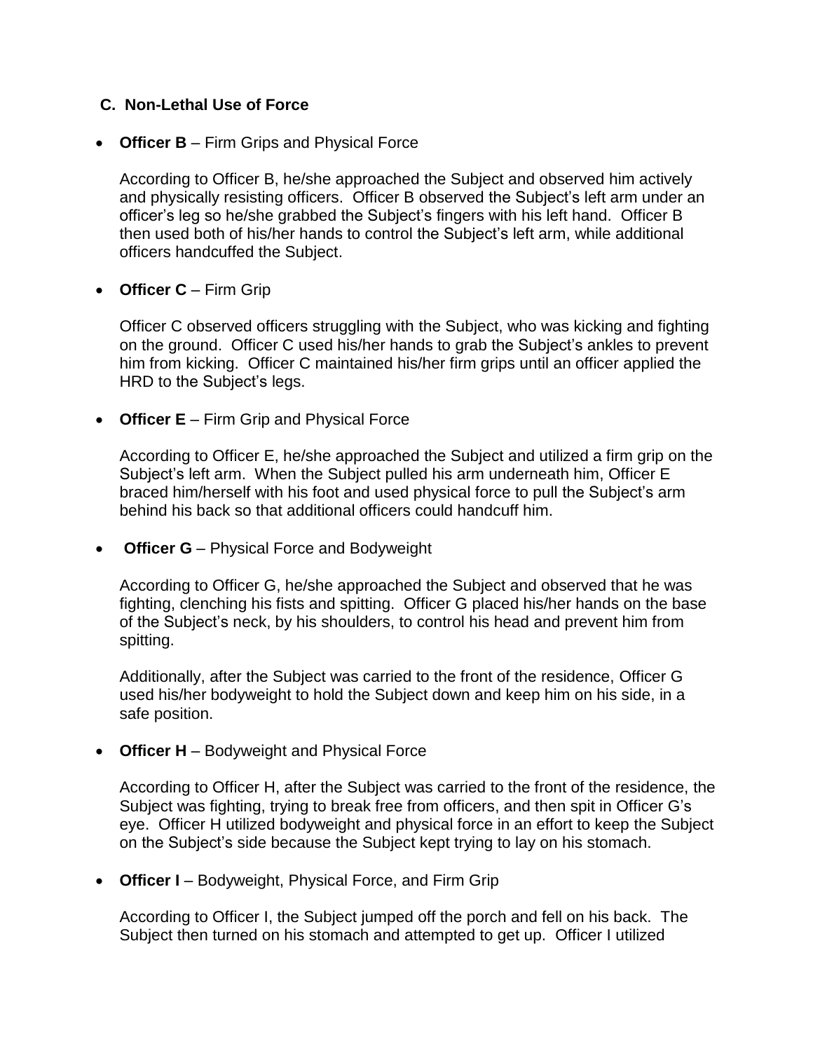### C. Non-Lethal Use of Force

- **Officer B** – Firm Grips and Physical Force

  According to Officer B, he/she approached the Subject and observed him actively and physically resisting officers. Officer B observed the Subject's left arm under an officer's leg so he/she grabbed the Subject's fingers with his left hand. Officer B then used both of his/her hands to control the Subject's left arm, while additional officers handcuffed the Subject.

- **Officer C** – Firm Grip

  Officer C observed officers struggling with the Subject, who was kicking and fighting on the ground. Officer C used his/her hands to grab the Subject's ankles to prevent him from kicking. Officer C maintained his/her firm grips until an officer applied the HRD to the Subject's legs.

- **Officer E** – Firm Grip and Physical Force

  According to Officer E, he/she approached the Subject and utilized a firm grip on the Subject's left arm. When the Subject pulled his arm underneath him, Officer E braced him/herself with his foot and used physical force to pull the Subject's arm behind his back so that additional officers could handcuff him.

- **Officer G** – Physical Force and Bodyweight

  According to Officer G, he/she approached the Subject and observed that he was fighting, clenching his fists and spitting. Officer G placed his/her hands on the base of the Subject's neck, by his shoulders, to control his head and prevent him from spitting.

  Additionally, after the Subject was carried to the front of the residence, Officer G used his/her bodyweight to hold the Subject down and keep him on his side, in a safe position.

- **Officer H** – Bodyweight and Physical Force

  According to Officer H, after the Subject was carried to the front of the residence, the Subject was fighting, trying to break free from officers, and then spit in Officer G's eye. Officer H utilized bodyweight and physical force in an effort to keep the Subject on the Subject's side because the Subject kept trying to lay on his stomach.

- **Officer I** – Bodyweight, Physical Force, and Firm Grip

  According to Officer I, the Subject jumped off the porch and fell on his back. The Subject then turned on his stomach and attempted to get up. Officer I utilized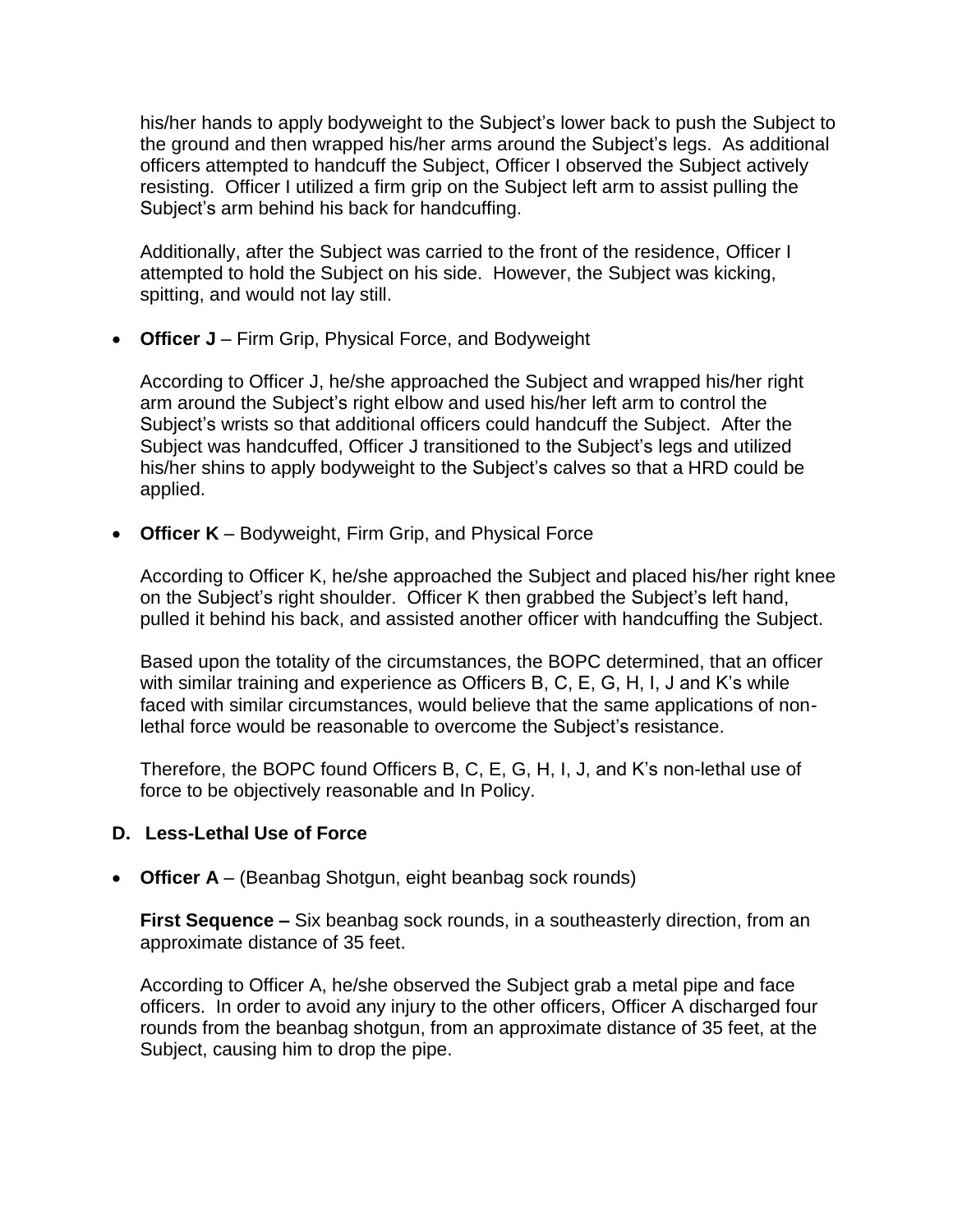his/her hands to apply bodyweight to the Subject's lower back to push the Subject to the ground and then wrapped his/her arms around the Subject's legs. As additional officers attempted to handcuff the Subject, Officer I observed the Subject actively resisting. Officer I utilized a firm grip on the Subject left arm to assist pulling the Subject's arm behind his back for handcuffing.

Additionally, after the Subject was carried to the front of the residence, Officer I attempted to hold the Subject on his side. However, the Subject was kicking, spitting, and would not lay still.

- **Officer J** – Firm Grip, Physical Force, and Bodyweight

  According to Officer J, he/she approached the Subject and wrapped his/her right arm around the Subject's right elbow and used his/her left arm to control the Subject's wrists so that additional officers could handcuff the Subject. After the Subject was handcuffed, Officer J transitioned to the Subject's legs and utilized his/her shins to apply bodyweight to the Subject's calves so that a HRD could be applied.

- **Officer K** – Bodyweight, Firm Grip, and Physical Force

  According to Officer K, he/she approached the Subject and placed his/her right knee on the Subject's right shoulder. Officer K then grabbed the Subject's left hand, pulled it behind his back, and assisted another officer with handcuffing the Subject.

Based upon the totality of the circumstances, the BOPC determined, that an officer with similar training and experience as Officers B, C, E, G, H, I, J and K's while faced with similar circumstances, would believe that the same applications of non-lethal force would be reasonable to overcome the Subject's resistance.

Therefore, the BOPC found Officers B, C, E, G, H, I, J, and K's non-lethal use of force to be objectively reasonable and In Policy.

### D. Less-Lethal Use of Force

- **Officer A** – (Beanbag Shotgun, eight beanbag sock rounds)

  **First Sequence –** Six beanbag sock rounds, in a southeasterly direction, from an approximate distance of 35 feet.

  According to Officer A, he/she observed the Subject grab a metal pipe and face officers. In order to avoid any injury to the other officers, Officer A discharged four rounds from the beanbag shotgun, from an approximate distance of 35 feet, at the Subject, causing him to drop the pipe.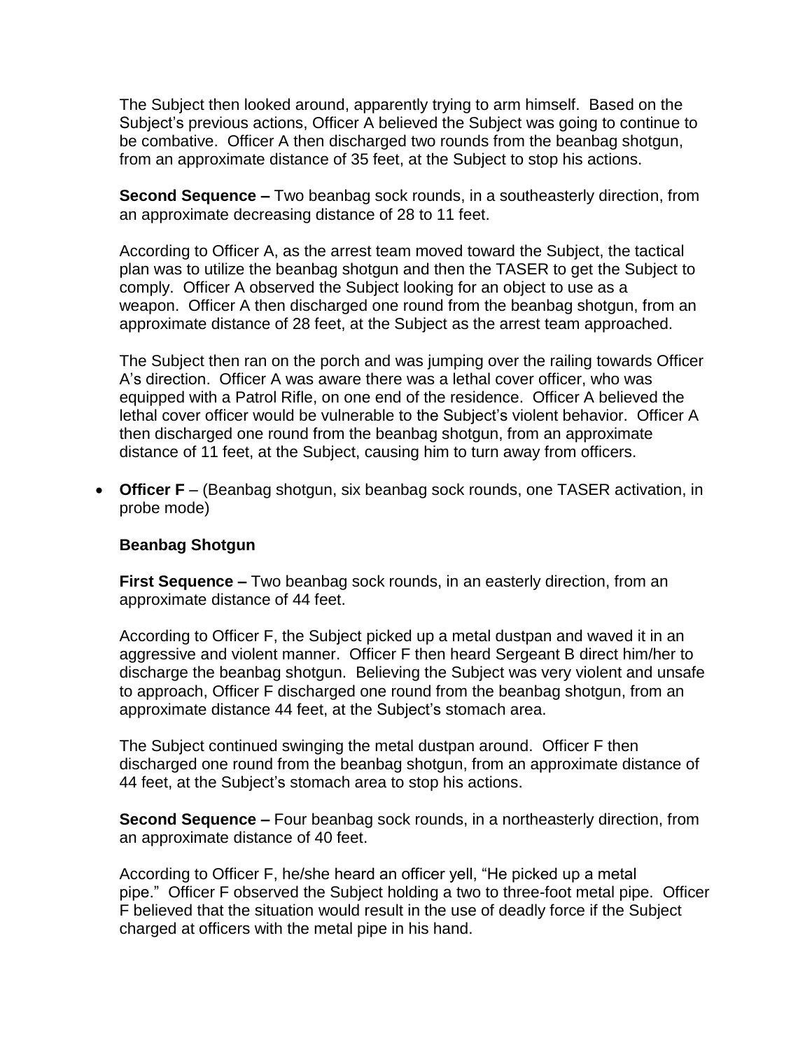The Subject then looked around, apparently trying to arm himself. Based on the Subject's previous actions, Officer A believed the Subject was going to continue to be combative. Officer A then discharged two rounds from the beanbag shotgun, from an approximate distance of 35 feet, at the Subject to stop his actions.

**Second Sequence –** Two beanbag sock rounds, in a southeasterly direction, from an approximate decreasing distance of 28 to 11 feet.

According to Officer A, as the arrest team moved toward the Subject, the tactical plan was to utilize the beanbag shotgun and then the TASER to get the Subject to comply. Officer A observed the Subject looking for an object to use as a weapon. Officer A then discharged one round from the beanbag shotgun, from an approximate distance of 28 feet, at the Subject as the arrest team approached.

The Subject then ran on the porch and was jumping over the railing towards Officer A's direction. Officer A was aware there was a lethal cover officer, who was equipped with a Patrol Rifle, on one end of the residence. Officer A believed the lethal cover officer would be vulnerable to the Subject's violent behavior. Officer A then discharged one round from the beanbag shotgun, from an approximate distance of 11 feet, at the Subject, causing him to turn away from officers.

- **Officer F** – (Beanbag shotgun, six beanbag sock rounds, one TASER activation, in probe mode)

  **Beanbag Shotgun**

  **First Sequence –** Two beanbag sock rounds, in an easterly direction, from an approximate distance of 44 feet.

  According to Officer F, the Subject picked up a metal dustpan and waved it in an aggressive and violent manner. Officer F then heard Sergeant B direct him/her to discharge the beanbag shotgun. Believing the Subject was very violent and unsafe to approach, Officer F discharged one round from the beanbag shotgun, from an approximate distance 44 feet, at the Subject's stomach area.

  The Subject continued swinging the metal dustpan around. Officer F then discharged one round from the beanbag shotgun, from an approximate distance of 44 feet, at the Subject's stomach area to stop his actions.

  **Second Sequence –** Four beanbag sock rounds, in a northeasterly direction, from an approximate distance of 40 feet.

  According to Officer F, he/she heard an officer yell, "He picked up a metal pipe." Officer F observed the Subject holding a two to three-foot metal pipe. Officer F believed that the situation would result in the use of deadly force if the Subject charged at officers with the metal pipe in his hand.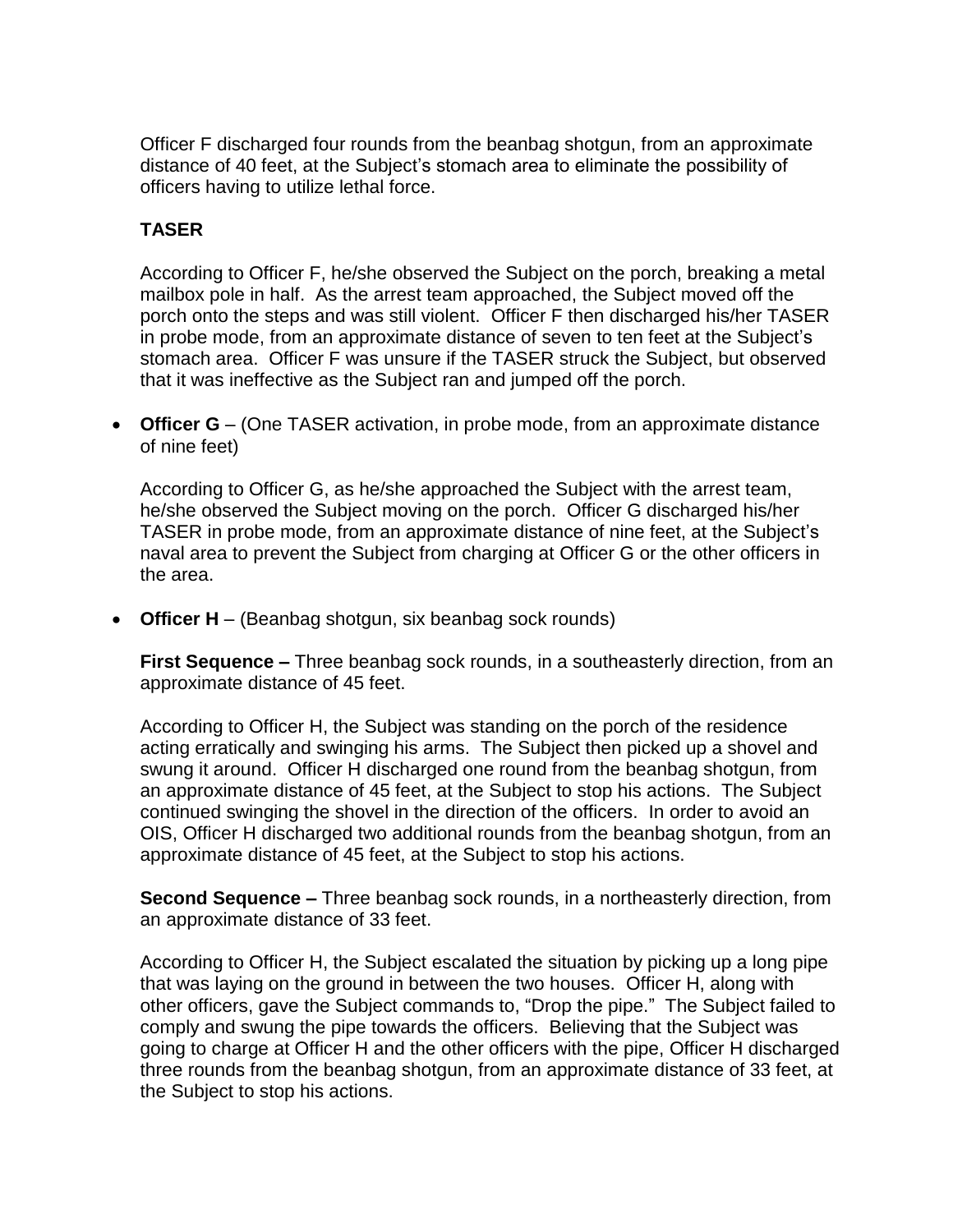Officer F discharged four rounds from the beanbag shotgun, from an approximate distance of 40 feet, at the Subject's stomach area to eliminate the possibility of officers having to utilize lethal force.

**TASER**

According to Officer F, he/she observed the Subject on the porch, breaking a metal mailbox pole in half. As the arrest team approached, the Subject moved off the porch onto the steps and was still violent. Officer F then discharged his/her TASER in probe mode, from an approximate distance of seven to ten feet at the Subject's stomach area. Officer F was unsure if the TASER struck the Subject, but observed that it was ineffective as the Subject ran and jumped off the porch.

- **Officer G** – (One TASER activation, in probe mode, from an approximate distance of nine feet)

  According to Officer G, as he/she approached the Subject with the arrest team, he/she observed the Subject moving on the porch. Officer G discharged his/her TASER in probe mode, from an approximate distance of nine feet, at the Subject's naval area to prevent the Subject from charging at Officer G or the other officers in the area.

- **Officer H** – (Beanbag shotgun, six beanbag sock rounds)

  **First Sequence –** Three beanbag sock rounds, in a southeasterly direction, from an approximate distance of 45 feet.

  According to Officer H, the Subject was standing on the porch of the residence acting erratically and swinging his arms. The Subject then picked up a shovel and swung it around. Officer H discharged one round from the beanbag shotgun, from an approximate distance of 45 feet, at the Subject to stop his actions. The Subject continued swinging the shovel in the direction of the officers. In order to avoid an OIS, Officer H discharged two additional rounds from the beanbag shotgun, from an approximate distance of 45 feet, at the Subject to stop his actions.

  **Second Sequence –** Three beanbag sock rounds, in a northeasterly direction, from an approximate distance of 33 feet.

  According to Officer H, the Subject escalated the situation by picking up a long pipe that was laying on the ground in between the two houses. Officer H, along with other officers, gave the Subject commands to, "Drop the pipe." The Subject failed to comply and swung the pipe towards the officers. Believing that the Subject was going to charge at Officer H and the other officers with the pipe, Officer H discharged three rounds from the beanbag shotgun, from an approximate distance of 33 feet, at the Subject to stop his actions.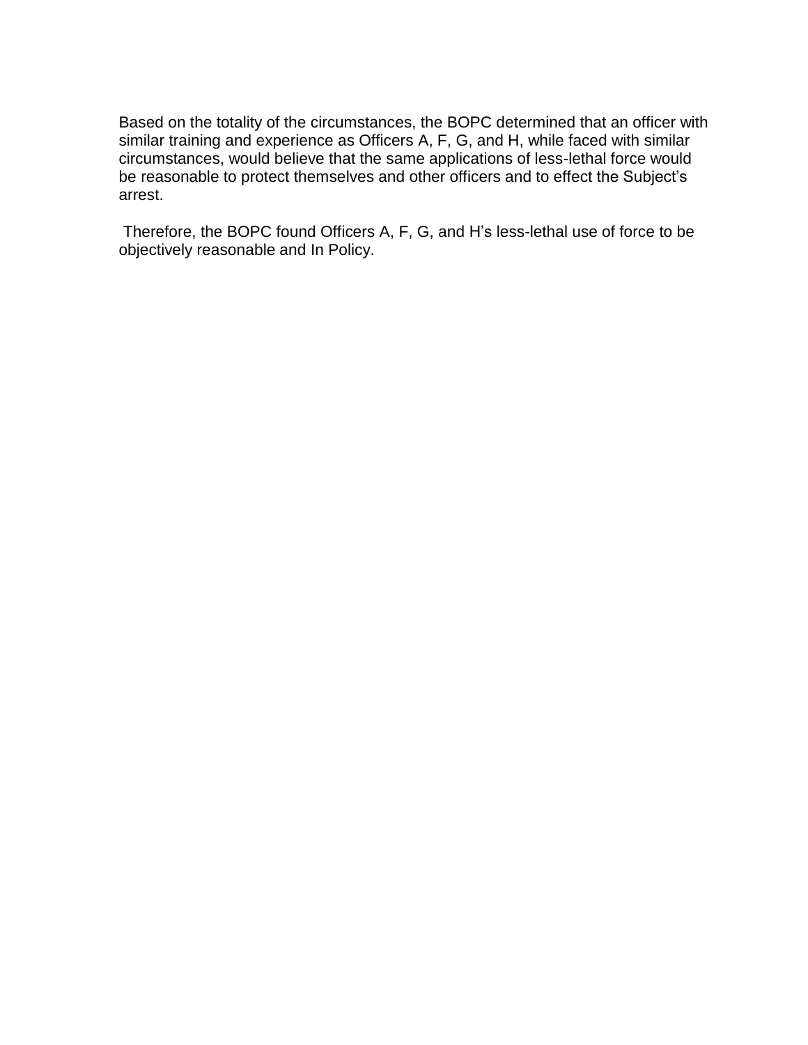Based on the totality of the circumstances, the BOPC determined that an officer with similar training and experience as Officers A, F, G, and H, while faced with similar circumstances, would believe that the same applications of less-lethal force would be reasonable to protect themselves and other officers and to effect the Subject's arrest.

Therefore, the BOPC found Officers A, F, G, and H's less-lethal use of force to be objectively reasonable and In Policy.